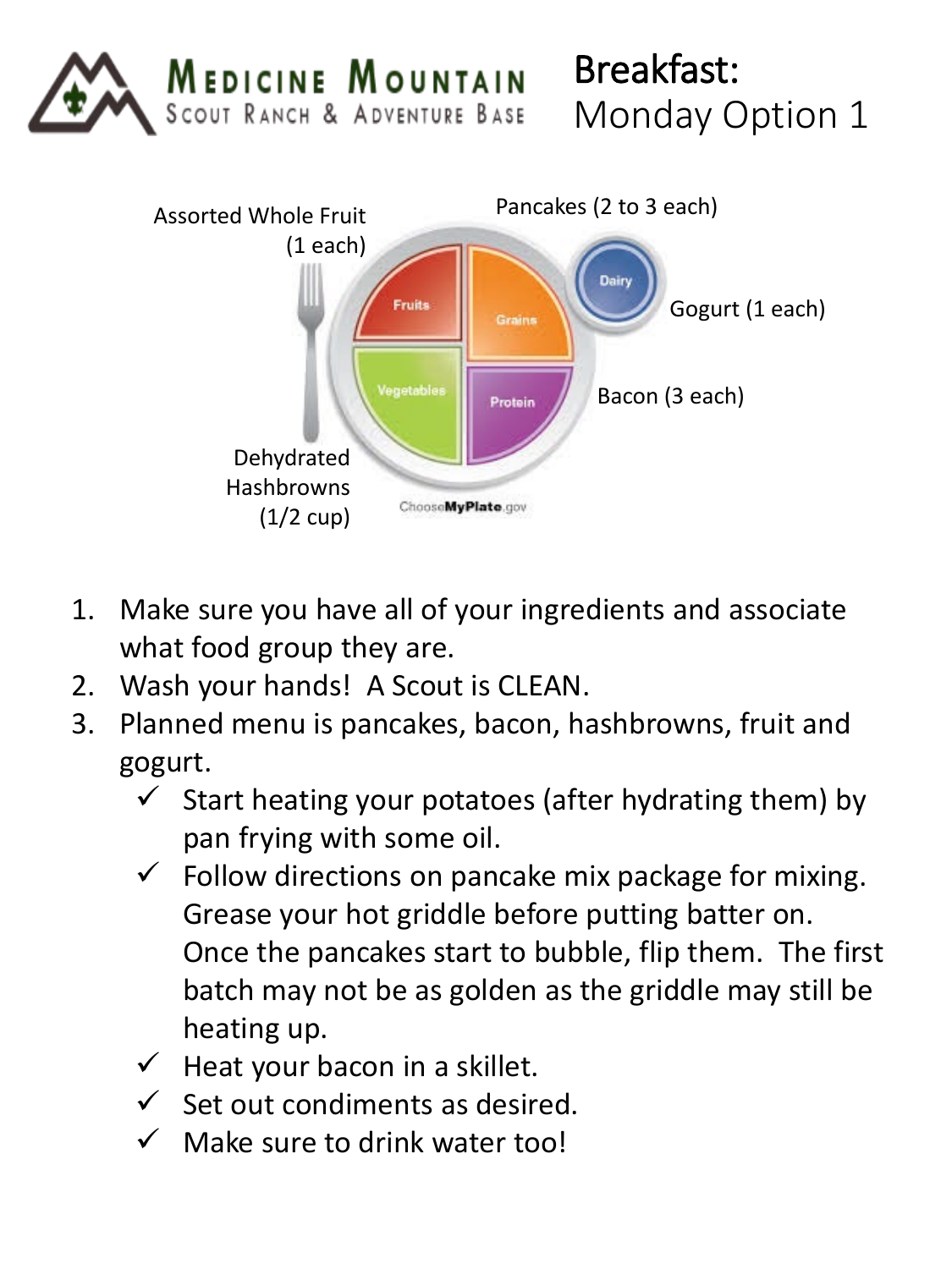**Medicine Mountain** Scout Ranch & Adventure Base

# Breakfast: Monday Option 1

Assorted Whole Fruit (1 each)

Pancakes (2 to 3 each)

Gogurt (1 each)

Bacon (3 each)

Dehydrated Hashbrowns (1/2 cup)

Fruits | Grains | Dairy | Vegetables | Protein

ChooseMyPlate.gov

1. Make sure you have all of your ingredients and associate what food group they are.
2. Wash your hands! A Scout is CLEAN.
3. Planned menu is pancakes, bacon, hashbrowns, fruit and gogurt.
   - ✓ Start heating your potatoes (after hydrating them) by pan frying with some oil.
   - ✓ Follow directions on pancake mix package for mixing. Grease your hot griddle before putting batter on. Once the pancakes start to bubble, flip them. The first batch may not be as golden as the griddle may still be heating up.
   - ✓ Heat your bacon in a skillet.
   - ✓ Set out condiments as desired.
   - ✓ Make sure to drink water too!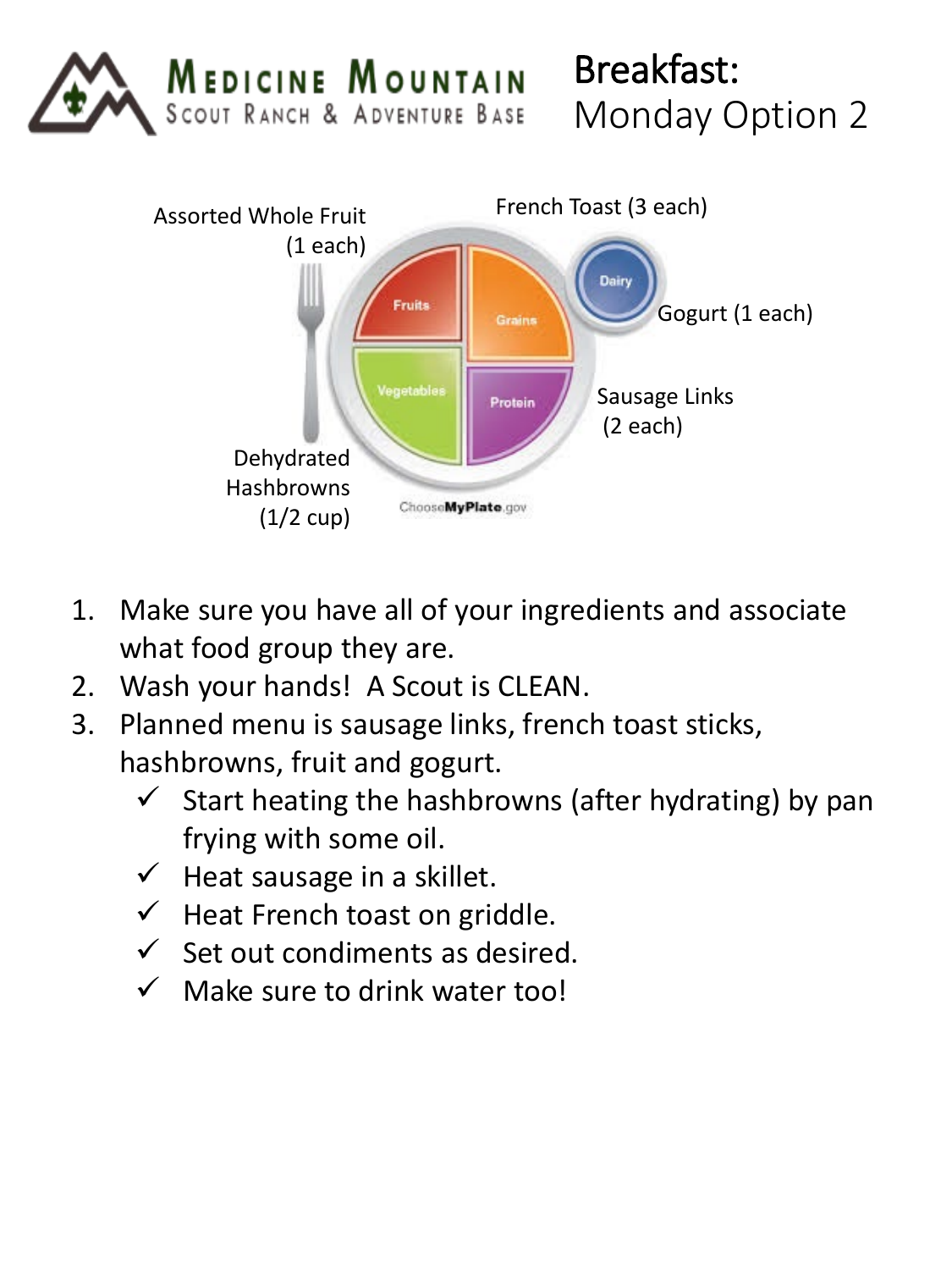Medicine Mountain Scout Ranch & Adventure Base

# Breakfast: Monday Option 2

Assorted Whole Fruit (1 each)

French Toast (3 each)

Gogurt (1 each)

Sausage Links (2 each)

Dehydrated Hashbrowns (1/2 cup)

1. Make sure you have all of your ingredients and associate what food group they are.
2. Wash your hands! A Scout is CLEAN.
3. Planned menu is sausage links, french toast sticks, hashbrowns, fruit and gogurt.
   - ✓ Start heating the hashbrowns (after hydrating) by pan frying with some oil.
   - ✓ Heat sausage in a skillet.
   - ✓ Heat French toast on griddle.
   - ✓ Set out condiments as desired.
   - ✓ Make sure to drink water too!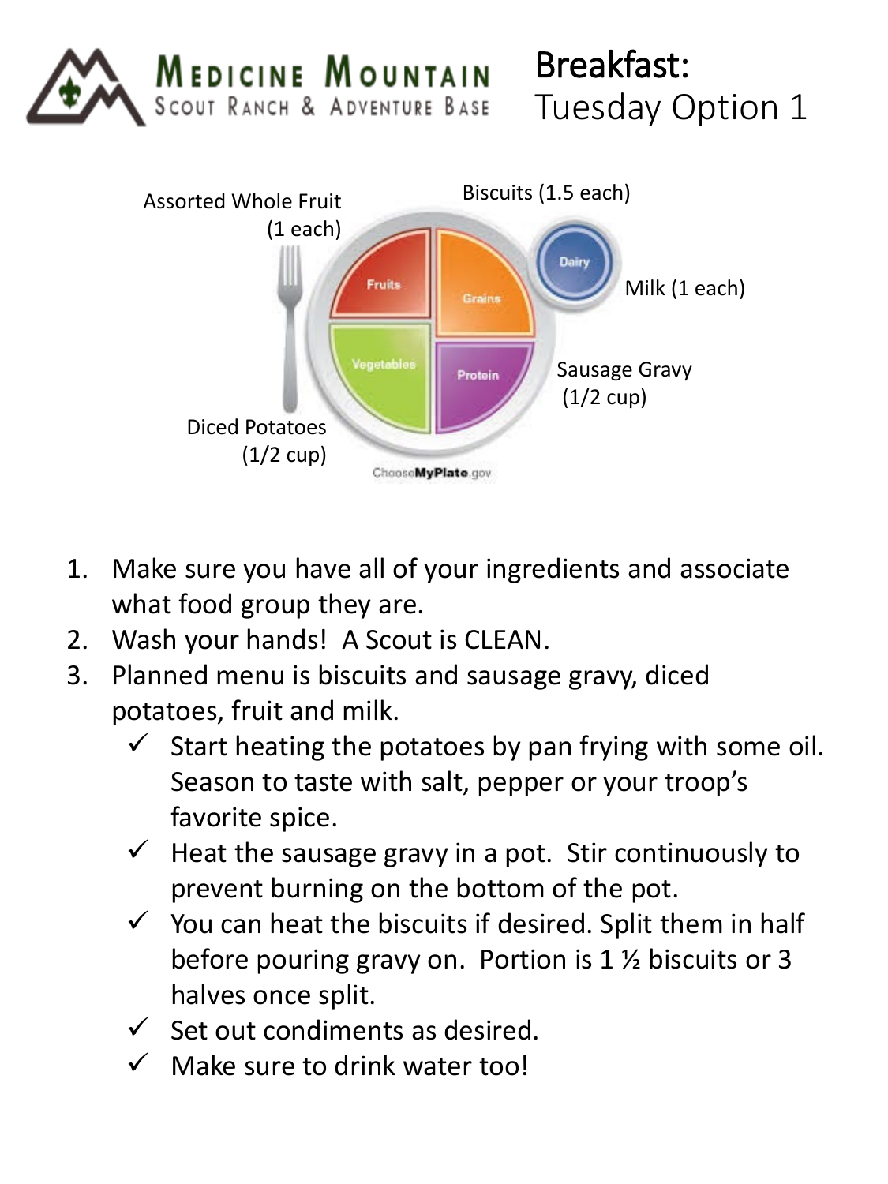# Breakfast: Tuesday Option 1

Assorted Whole Fruit (1 each)

Biscuits (1.5 each)

Milk (1 each)

Sausage Gravy (1/2 cup)

Diced Potatoes (1/2 cup)

1. Make sure you have all of your ingredients and associate what food group they are.
2. Wash your hands! A Scout is CLEAN.
3. Planned menu is biscuits and sausage gravy, diced potatoes, fruit and milk.
   - ✓ Start heating the potatoes by pan frying with some oil. Season to taste with salt, pepper or your troop's favorite spice.
   - ✓ Heat the sausage gravy in a pot. Stir continuously to prevent burning on the bottom of the pot.
   - ✓ You can heat the biscuits if desired. Split them in half before pouring gravy on. Portion is 1 ½ biscuits or 3 halves once split.
   - ✓ Set out condiments as desired.
   - ✓ Make sure to drink water too!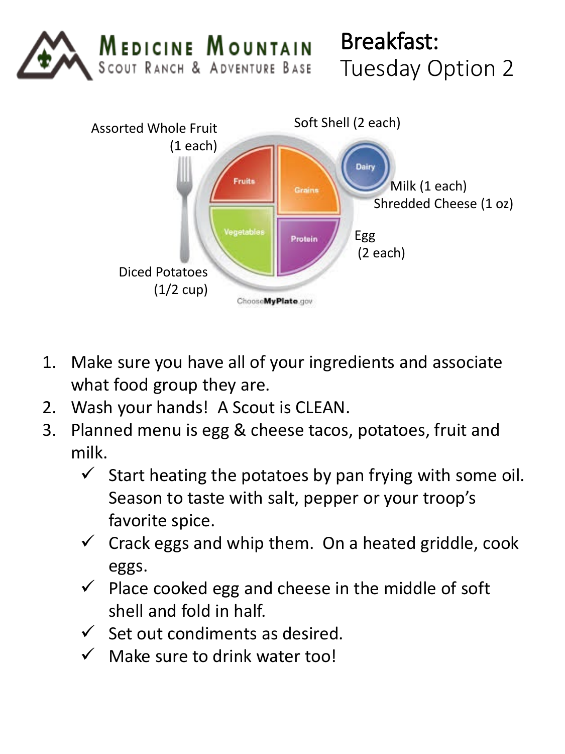MEDICINE MOUNTAIN
SCOUT RANCH & ADVENTURE BASE

# Breakfast:
## Tuesday Option 2

Assorted Whole Fruit (1 each)

Soft Shell (2 each)

Milk (1 each)
Shredded Cheese (1 oz)

Egg (2 each)

Diced Potatoes (1/2 cup)

Fruits
Grains
Dairy
Vegetables
Protein

ChooseMyPlate.gov

1. Make sure you have all of your ingredients and associate what food group they are.
2. Wash your hands! A Scout is CLEAN.
3. Planned menu is egg & cheese tacos, potatoes, fruit and milk.
   - ✓ Start heating the potatoes by pan frying with some oil. Season to taste with salt, pepper or your troop's favorite spice.
   - ✓ Crack eggs and whip them. On a heated griddle, cook eggs.
   - ✓ Place cooked egg and cheese in the middle of soft shell and fold in half.
   - ✓ Set out condiments as desired.
   - ✓ Make sure to drink water too!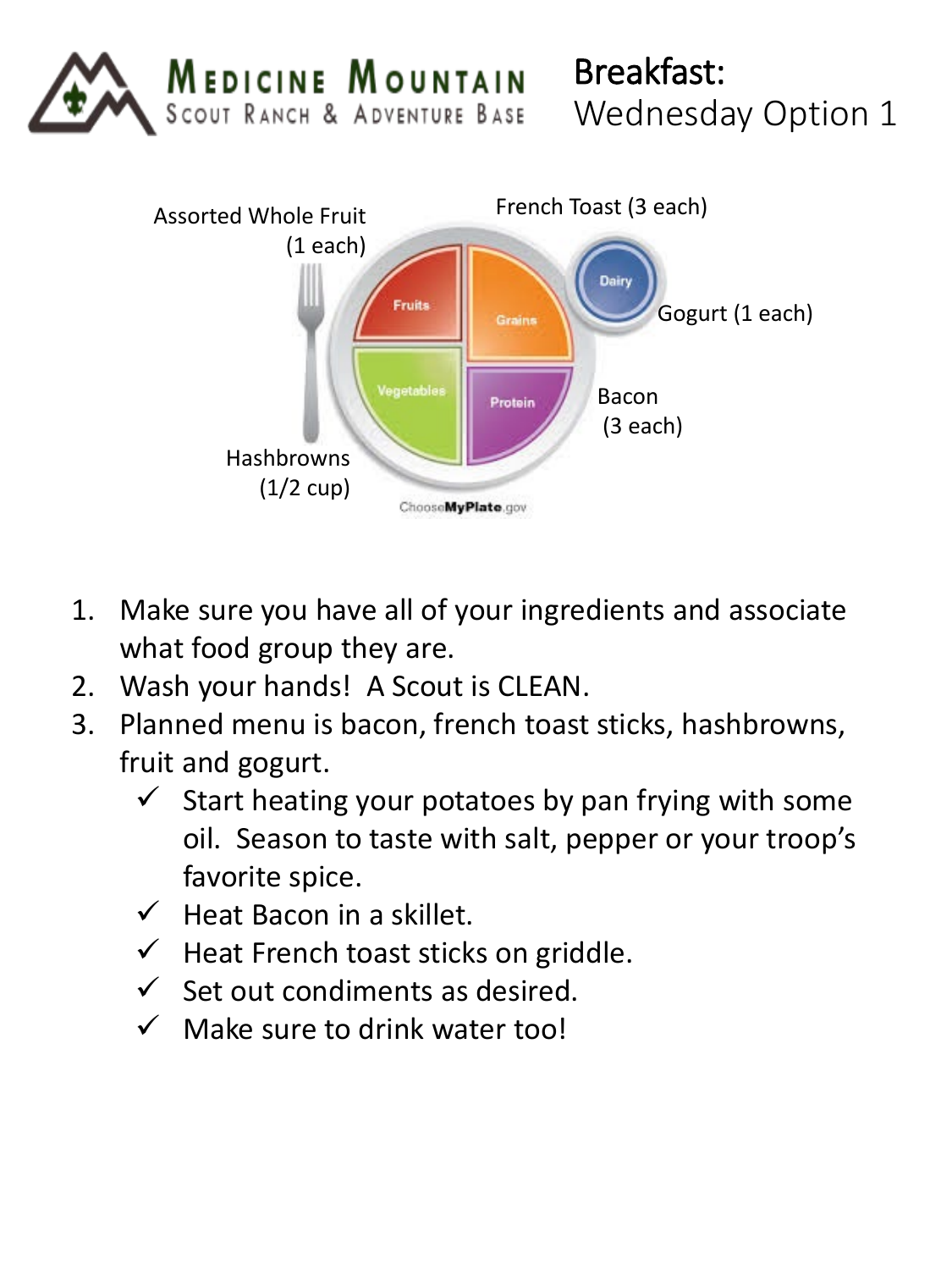Medicine Mountain Scout Ranch & Adventure Base

# Breakfast: Wednesday Option 1

Assorted Whole Fruit (1 each)

French Toast (3 each)

Gogurt (1 each)

Bacon (3 each)

Hashbrowns (1/2 cup)

1. Make sure you have all of your ingredients and associate what food group they are.
2. Wash your hands! A Scout is CLEAN.
3. Planned menu is bacon, french toast sticks, hashbrowns, fruit and gogurt.
   - ✓ Start heating your potatoes by pan frying with some oil. Season to taste with salt, pepper or your troop's favorite spice.
   - ✓ Heat Bacon in a skillet.
   - ✓ Heat French toast sticks on griddle.
   - ✓ Set out condiments as desired.
   - ✓ Make sure to drink water too!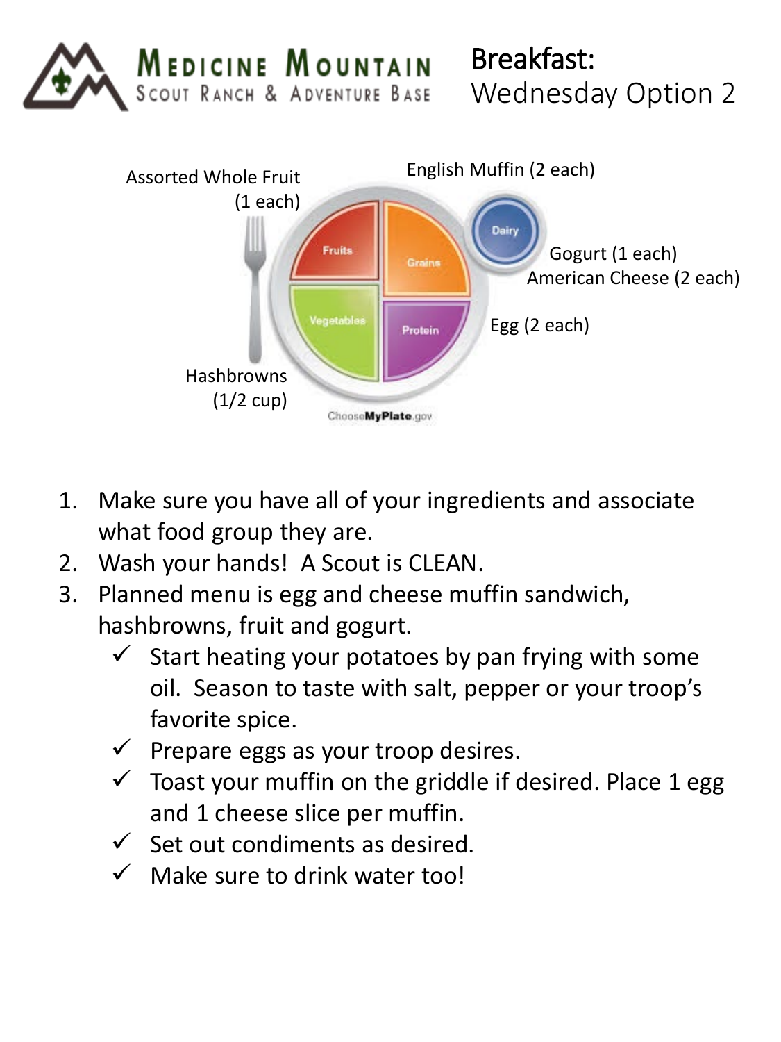# Breakfast:
## Wednesday Option 2

Assorted Whole Fruit (1 each)

English Muffin (2 each)

Gogurt (1 each)
American Cheese (2 each)

Egg (2 each)

Hashbrowns (1/2 cup)

1. Make sure you have all of your ingredients and associate what food group they are.
2. Wash your hands! A Scout is CLEAN.
3. Planned menu is egg and cheese muffin sandwich, hashbrowns, fruit and gogurt.
   - ✓ Start heating your potatoes by pan frying with some oil. Season to taste with salt, pepper or your troop's favorite spice.
   - ✓ Prepare eggs as your troop desires.
   - ✓ Toast your muffin on the griddle if desired. Place 1 egg and 1 cheese slice per muffin.
   - ✓ Set out condiments as desired.
   - ✓ Make sure to drink water too!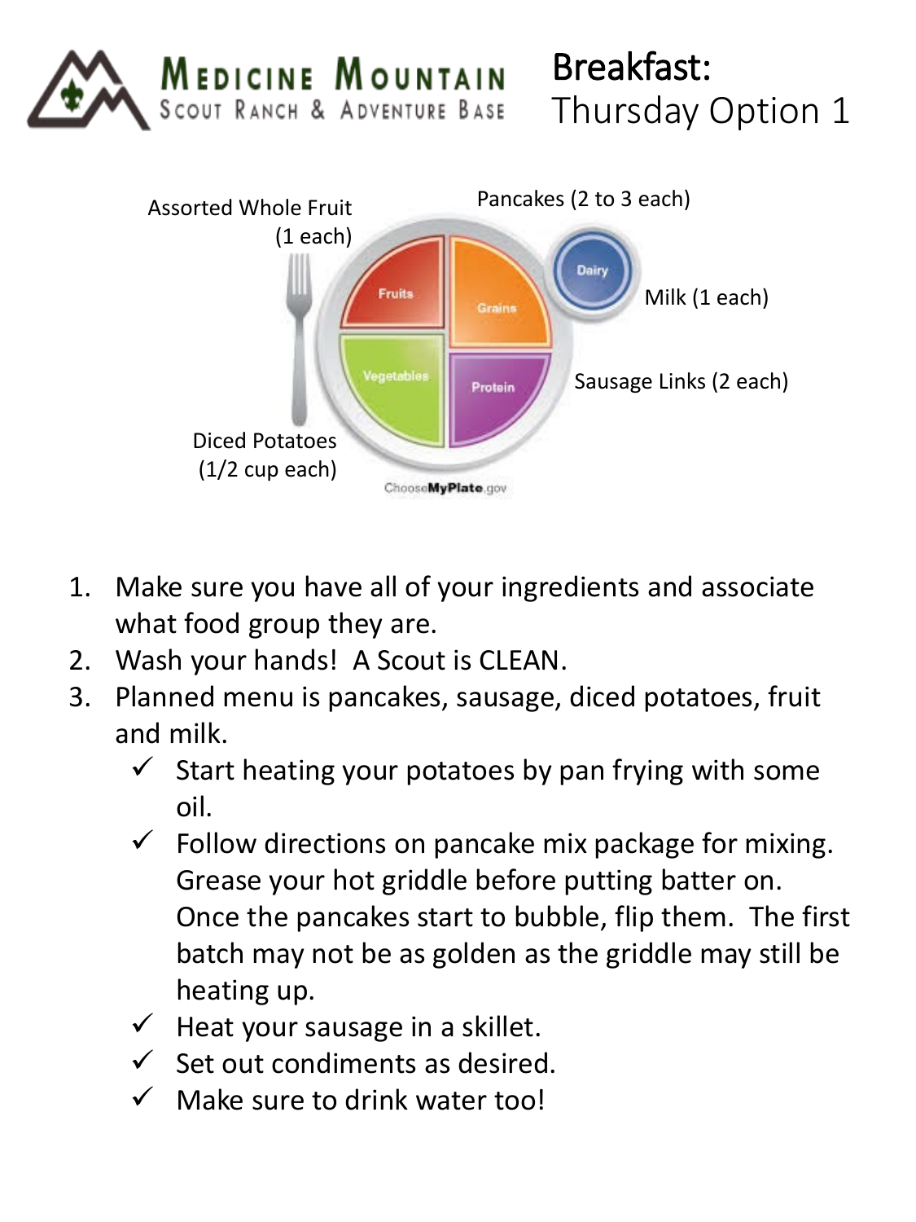**Medicine Mountain Scout Ranch & Adventure Base**

# Breakfast:
## Thursday Option 1

Assorted Whole Fruit (1 each)

Pancakes (2 to 3 each)

Milk (1 each)

Sausage Links (2 each)

Diced Potatoes (1/2 cup each)

Fruits | Grains | Dairy | Vegetables | Protein

ChooseMyPlate.gov

1. Make sure you have all of your ingredients and associate what food group they are.
2. Wash your hands! A Scout is CLEAN.
3. Planned menu is pancakes, sausage, diced potatoes, fruit and milk.
   - ✓ Start heating your potatoes by pan frying with some oil.
   - ✓ Follow directions on pancake mix package for mixing. Grease your hot griddle before putting batter on. Once the pancakes start to bubble, flip them. The first batch may not be as golden as the griddle may still be heating up.
   - ✓ Heat your sausage in a skillet.
   - ✓ Set out condiments as desired.
   - ✓ Make sure to drink water too!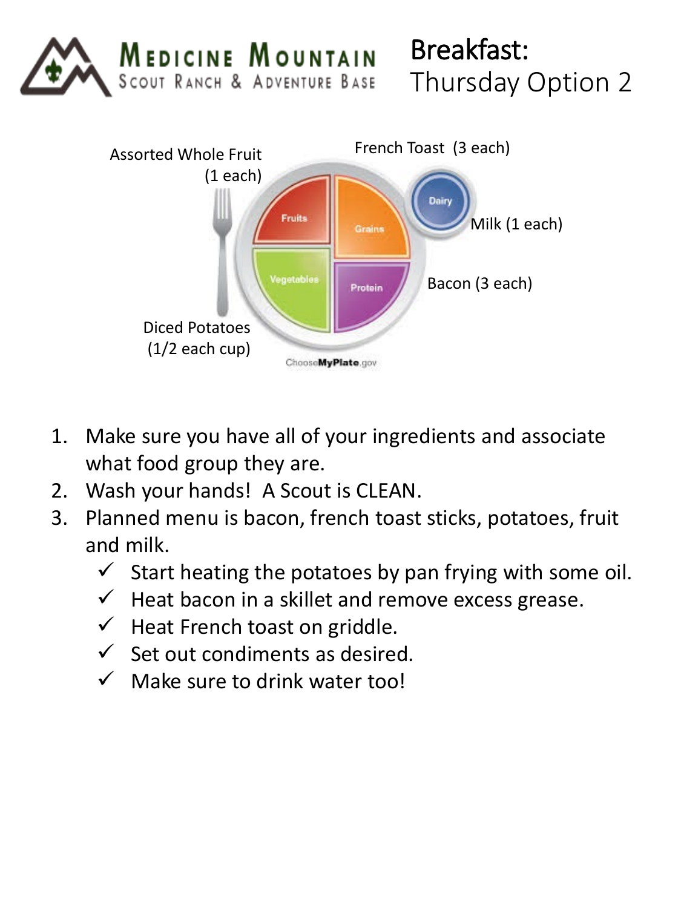MEDICINE MOUNTAIN
SCOUT RANCH & ADVENTURE BASE

# Breakfast: Thursday Option 2

Assorted Whole Fruit (1 each)

French Toast (3 each)

Milk (1 each)

Bacon (3 each)

Diced Potatoes (1/2 each cup)

Fruits
Grains
Dairy
Vegetables
Protein

ChooseMyPlate.gov

1. Make sure you have all of your ingredients and associate what food group they are.
2. Wash your hands! A Scout is CLEAN.
3. Planned menu is bacon, french toast sticks, potatoes, fruit and milk.
   - ✓ Start heating the potatoes by pan frying with some oil.
   - ✓ Heat bacon in a skillet and remove excess grease.
   - ✓ Heat French toast on griddle.
   - ✓ Set out condiments as desired.
   - ✓ Make sure to drink water too!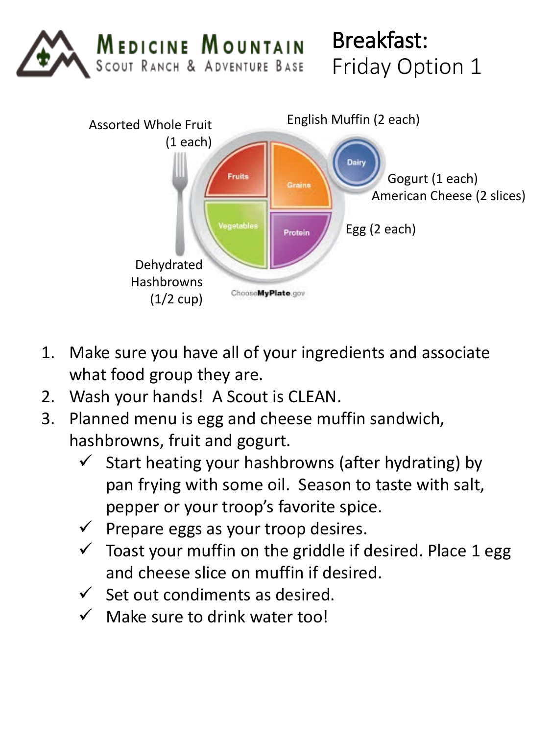Medicine Mountain Scout Ranch & Adventure Base

# Breakfast:
Friday Option 1

Assorted Whole Fruit (1 each)

English Muffin (2 each)

Gogurt (1 each)
American Cheese (2 slices)

Egg (2 each)

Dehydrated Hashbrowns (1/2 cup)

Fruits | Grains | Dairy | Vegetables | Protein

ChooseMyPlate.gov

1. Make sure you have all of your ingredients and associate what food group they are.
2. Wash your hands! A Scout is CLEAN.
3. Planned menu is egg and cheese muffin sandwich, hashbrowns, fruit and gogurt.
   - ✓ Start heating your hashbrowns (after hydrating) by pan frying with some oil. Season to taste with salt, pepper or your troop's favorite spice.
   - ✓ Prepare eggs as your troop desires.
   - ✓ Toast your muffin on the griddle if desired. Place 1 egg and cheese slice on muffin if desired.
   - ✓ Set out condiments as desired.
   - ✓ Make sure to drink water too!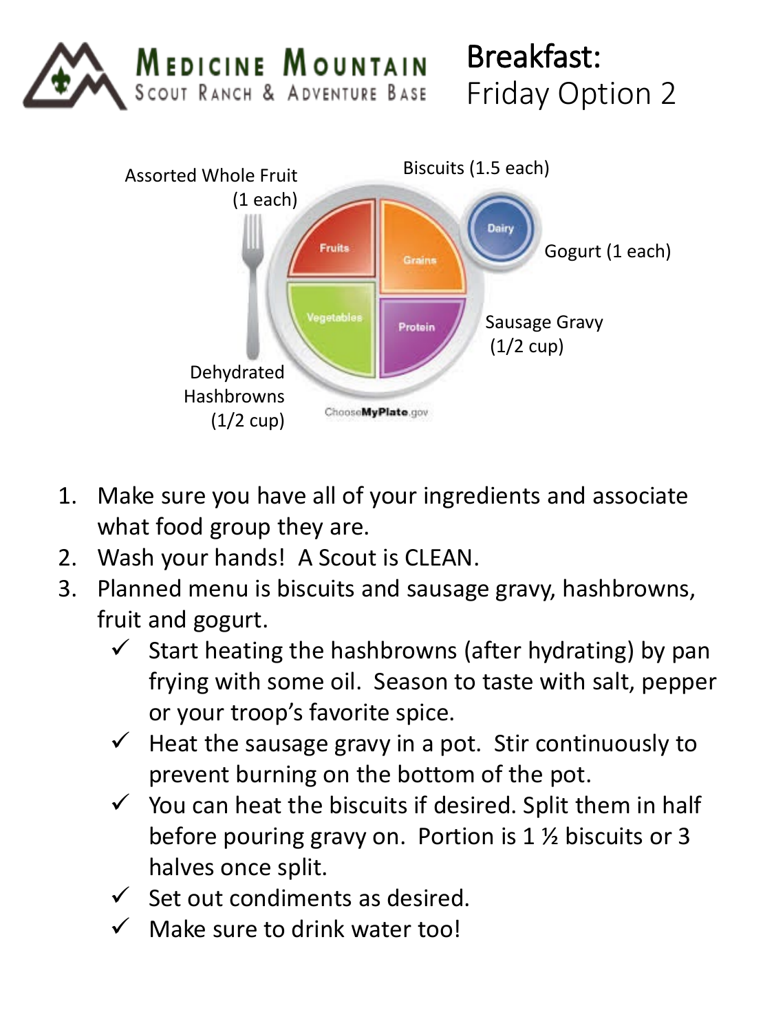Medicine Mountain Scout Ranch & Adventure Base

# Breakfast: Friday Option 2

Assorted Whole Fruit (1 each)

Biscuits (1.5 each)

Gogurt (1 each)

Sausage Gravy (1/2 cup)

Dehydrated Hashbrowns (1/2 cup)

Fruits · Grains · Dairy · Vegetables · Protein

ChooseMyPlate.gov

1. Make sure you have all of your ingredients and associate what food group they are.
2. Wash your hands! A Scout is CLEAN.
3. Planned menu is biscuits and sausage gravy, hashbrowns, fruit and gogurt.
   - ✓ Start heating the hashbrowns (after hydrating) by pan frying with some oil. Season to taste with salt, pepper or your troop's favorite spice.
   - ✓ Heat the sausage gravy in a pot. Stir continuously to prevent burning on the bottom of the pot.
   - ✓ You can heat the biscuits if desired. Split them in half before pouring gravy on. Portion is 1 ½ biscuits or 3 halves once split.
   - ✓ Set out condiments as desired.
   - ✓ Make sure to drink water too!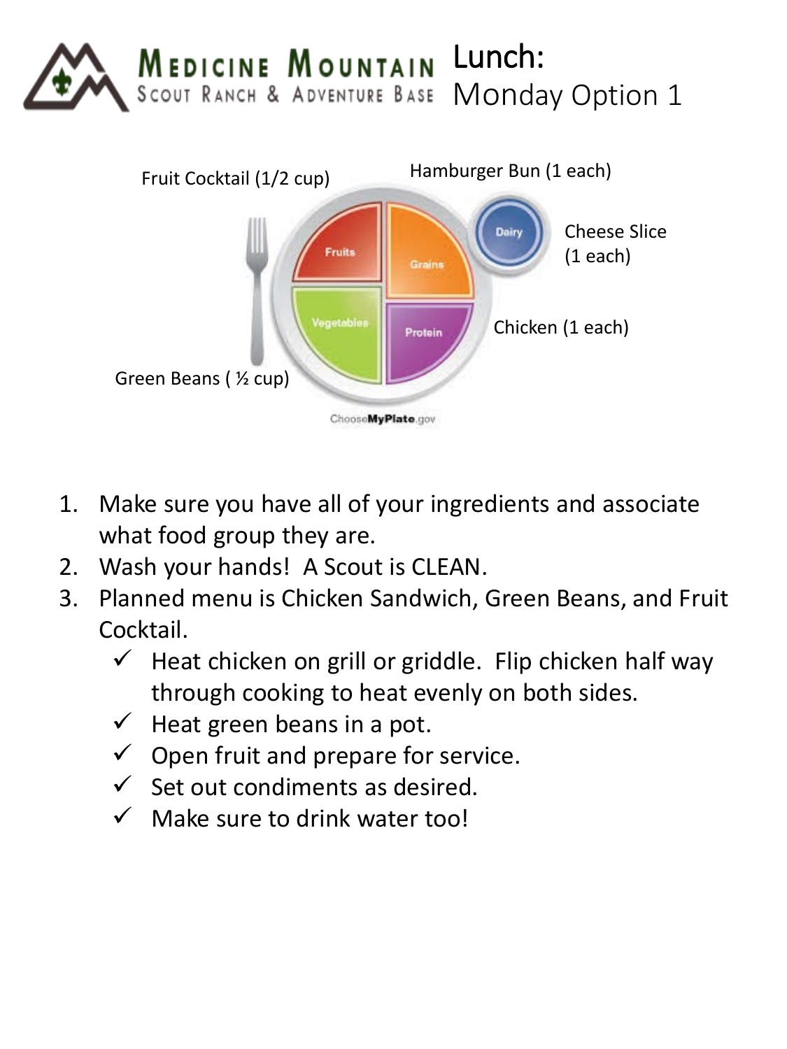Medicine Mountain Scout Ranch & Adventure Base

# Lunch: Monday Option 1

Fruit Cocktail (1/2 cup)

Hamburger Bun (1 each)

Cheese Slice (1 each)

Chicken (1 each)

Green Beans ( ½ cup)

1. Make sure you have all of your ingredients and associate what food group they are.
2. Wash your hands! A Scout is CLEAN.
3. Planned menu is Chicken Sandwich, Green Beans, and Fruit Cocktail.
   - ✓ Heat chicken on grill or griddle. Flip chicken half way through cooking to heat evenly on both sides.
   - ✓ Heat green beans in a pot.
   - ✓ Open fruit and prepare for service.
   - ✓ Set out condiments as desired.
   - ✓ Make sure to drink water too!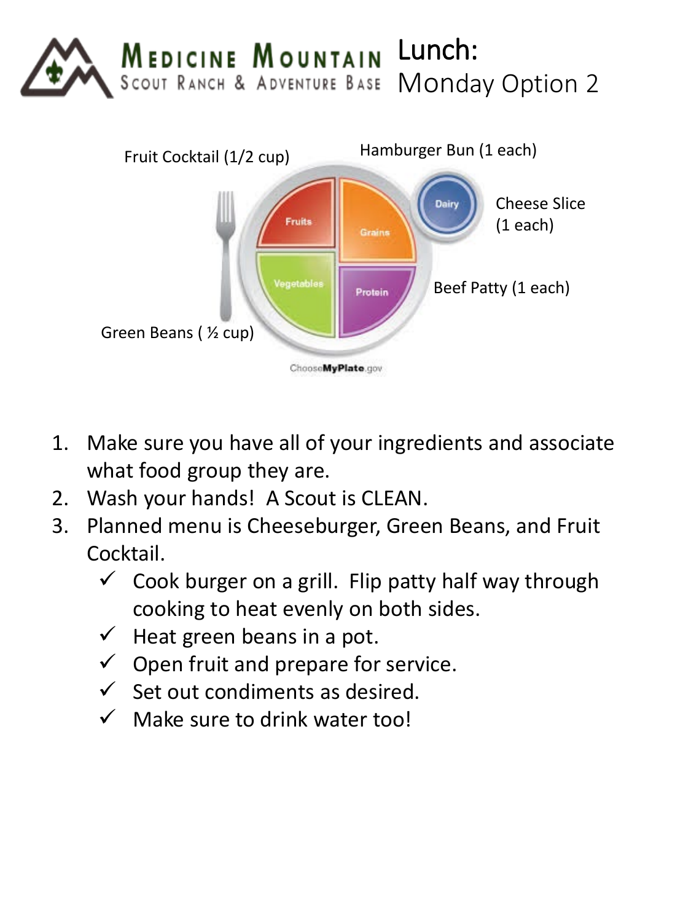# Medicine Mountain Scout Ranch & Adventure Base

## Lunch: Monday Option 2

Fruit Cocktail (1/2 cup)

Hamburger Bun (1 each)

Cheese Slice (1 each)

Beef Patty (1 each)

Green Beans ( ½ cup)

1. Make sure you have all of your ingredients and associate what food group they are.
2. Wash your hands! A Scout is CLEAN.
3. Planned menu is Cheeseburger, Green Beans, and Fruit Cocktail.
   - ✓ Cook burger on a grill. Flip patty half way through cooking to heat evenly on both sides.
   - ✓ Heat green beans in a pot.
   - ✓ Open fruit and prepare for service.
   - ✓ Set out condiments as desired.
   - ✓ Make sure to drink water too!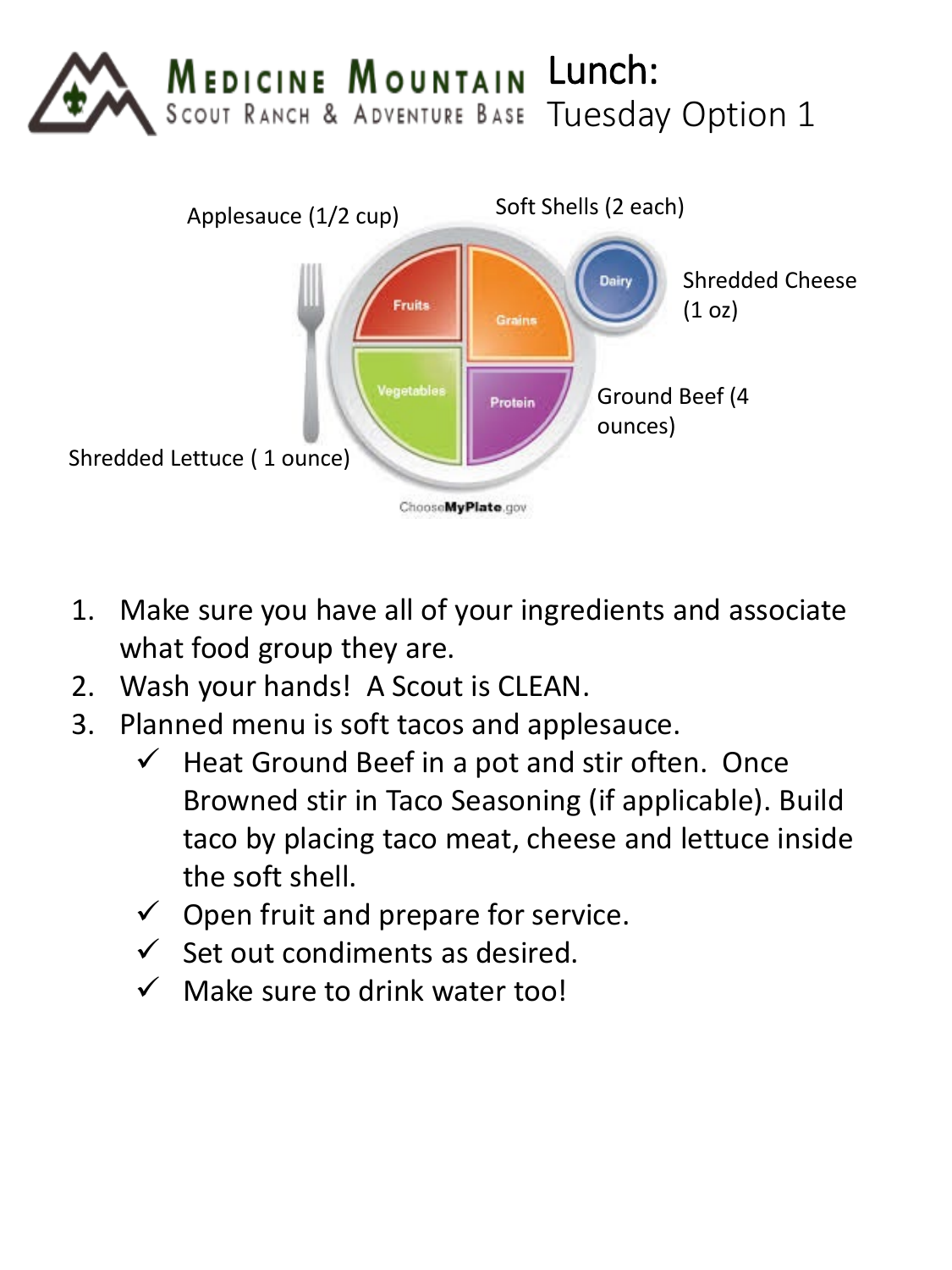# Lunch: Tuesday Option 1

Applesauce (1/2 cup)

Soft Shells (2 each)

Shredded Cheese (1 oz)

Ground Beef (4 ounces)

Shredded Lettuce ( 1 ounce)

1. Make sure you have all of your ingredients and associate what food group they are.
2. Wash your hands! A Scout is CLEAN.
3. Planned menu is soft tacos and applesauce.
   - ✓ Heat Ground Beef in a pot and stir often. Once Browned stir in Taco Seasoning (if applicable). Build taco by placing taco meat, cheese and lettuce inside the soft shell.
   - ✓ Open fruit and prepare for service.
   - ✓ Set out condiments as desired.
   - ✓ Make sure to drink water too!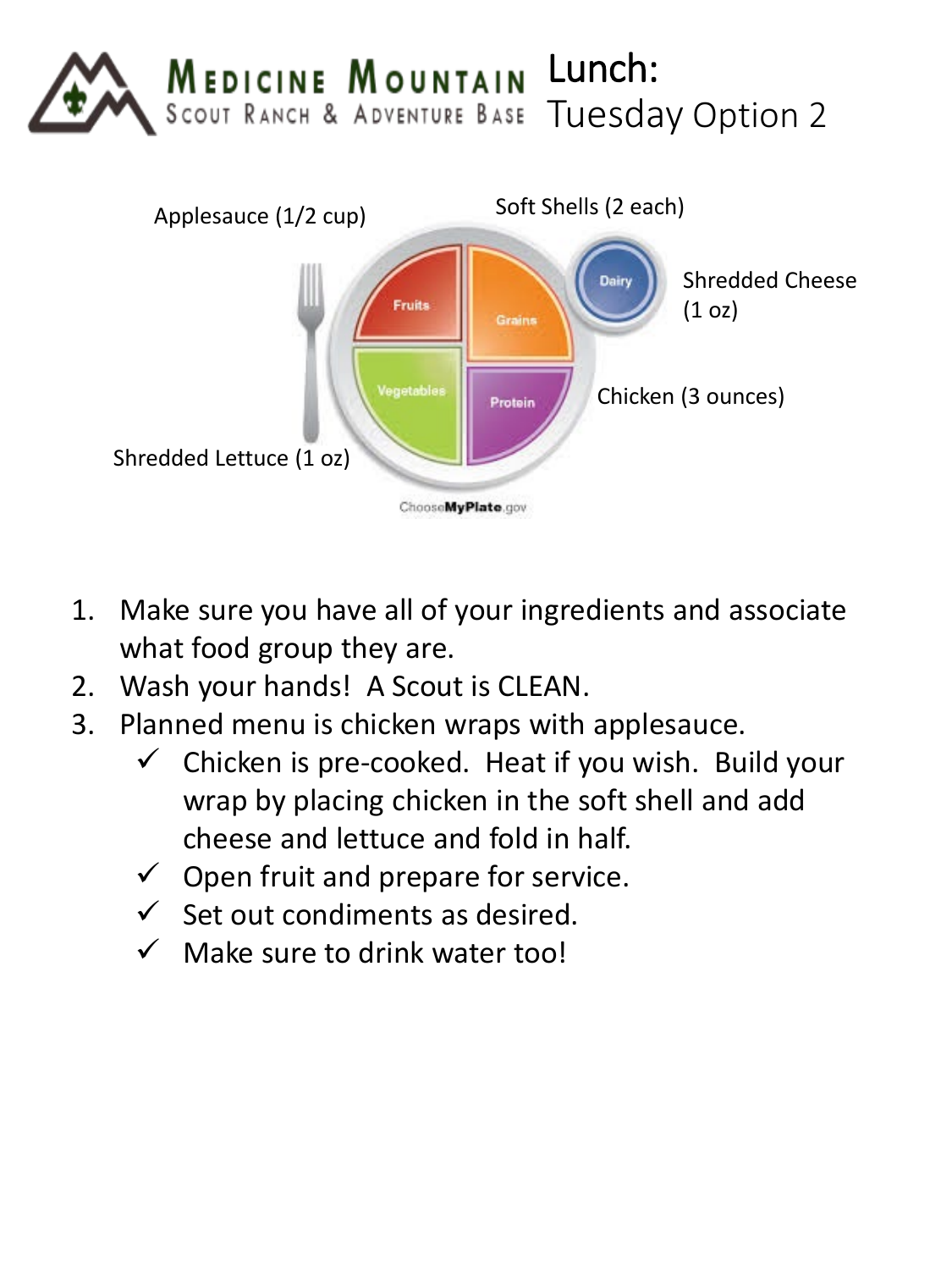**MEDICINE MOUNTAIN**
SCOUT RANCH & ADVENTURE BASE

# Lunch: Tuesday Option 2

Applesauce (1/2 cup)

Soft Shells (2 each)

Shredded Cheese (1 oz)

Chicken (3 ounces)

Shredded Lettuce (1 oz)

Fruits | Grains | Vegetables | Protein | Dairy

ChooseMyPlate.gov

1. Make sure you have all of your ingredients and associate what food group they are.
2. Wash your hands! A Scout is CLEAN.
3. Planned menu is chicken wraps with applesauce.
   - ✓ Chicken is pre-cooked. Heat if you wish. Build your wrap by placing chicken in the soft shell and add cheese and lettuce and fold in half.
   - ✓ Open fruit and prepare for service.
   - ✓ Set out condiments as desired.
   - ✓ Make sure to drink water too!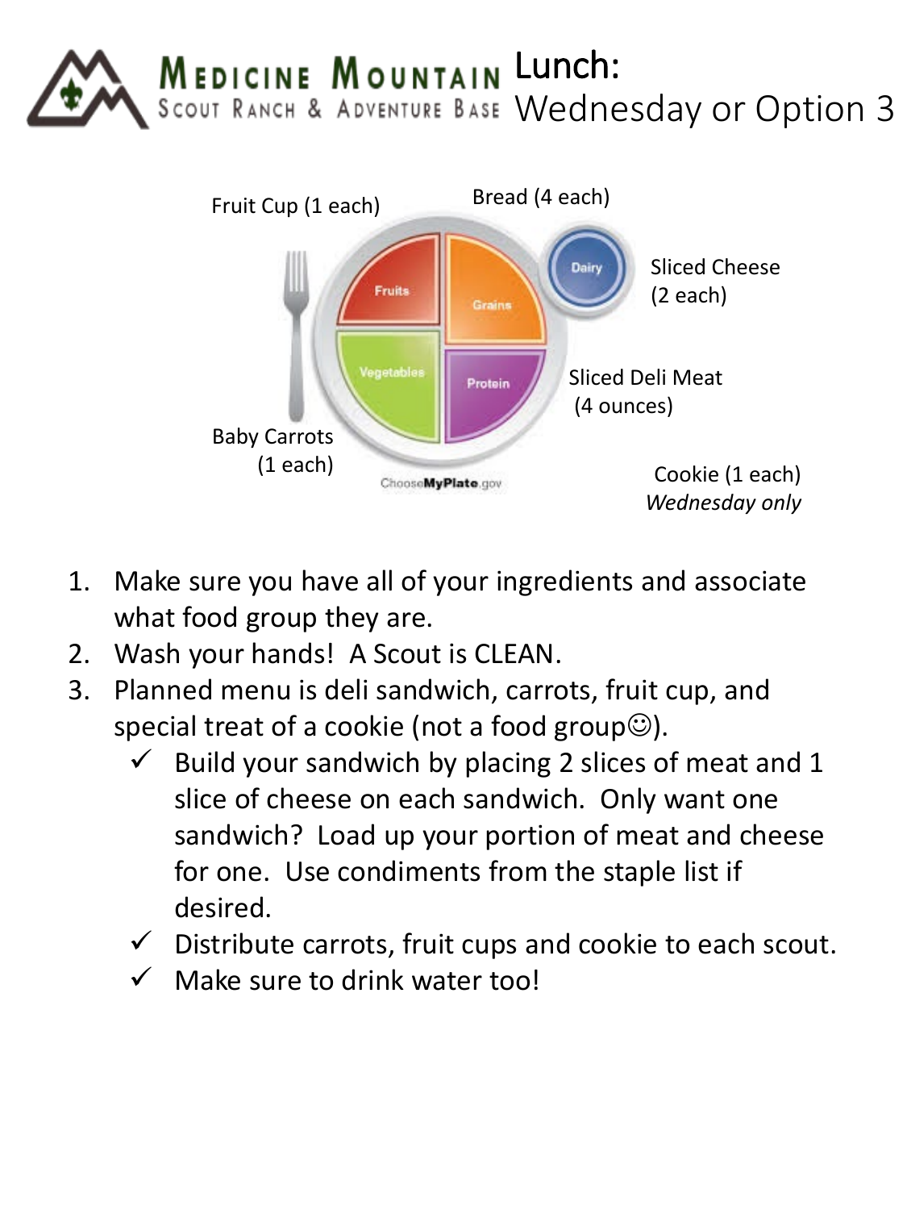# Lunch: Wednesday or Option 3

Fruit Cup (1 each)

Bread (4 each)

Sliced Cheese (2 each)

Sliced Deli Meat (4 ounces)

Baby Carrots (1 each)

Cookie (1 each) *Wednesday only*

1. Make sure you have all of your ingredients and associate what food group they are.
2. Wash your hands! A Scout is CLEAN.
3. Planned menu is deli sandwich, carrots, fruit cup, and special treat of a cookie (not a food group☺).
   - ✓ Build your sandwich by placing 2 slices of meat and 1 slice of cheese on each sandwich. Only want one sandwich? Load up your portion of meat and cheese for one. Use condiments from the staple list if desired.
   - ✓ Distribute carrots, fruit cups and cookie to each scout.
   - ✓ Make sure to drink water too!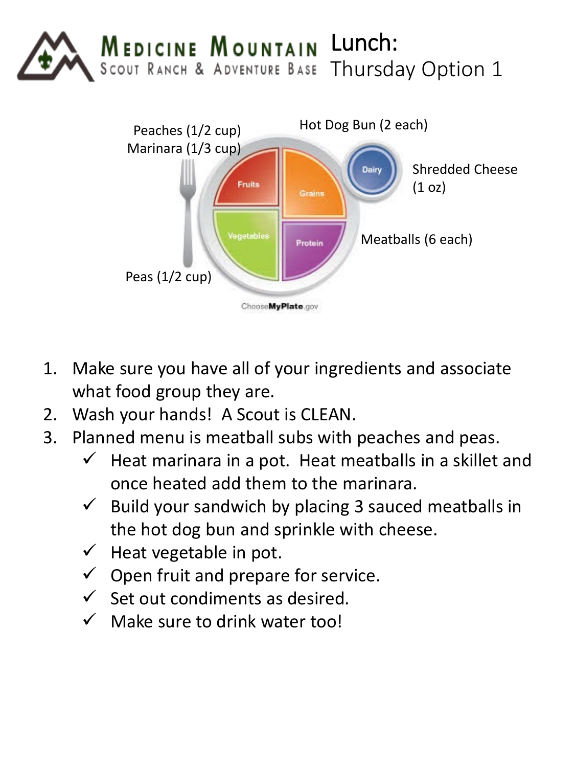# Medicine Mountain Scout Ranch & Adventure Base

## Lunch: Thursday Option 1

- Peaches (1/2 cup)
- Marinara (1/3 cup)
- Hot Dog Bun (2 each)
- Shredded Cheese (1 oz)
- Meatballs (6 each)
- Peas (1/2 cup)

Fruits | Grains | Dairy | Vegetables | Protein

ChooseMyPlate.gov

1. Make sure you have all of your ingredients and associate what food group they are.
2. Wash your hands! A Scout is CLEAN.
3. Planned menu is meatball subs with peaches and peas.
   - ✓ Heat marinara in a pot. Heat meatballs in a skillet and once heated add them to the marinara.
   - ✓ Build your sandwich by placing 3 sauced meatballs in the hot dog bun and sprinkle with cheese.
   - ✓ Heat vegetable in pot.
   - ✓ Open fruit and prepare for service.
   - ✓ Set out condiments as desired.
   - ✓ Make sure to drink water too!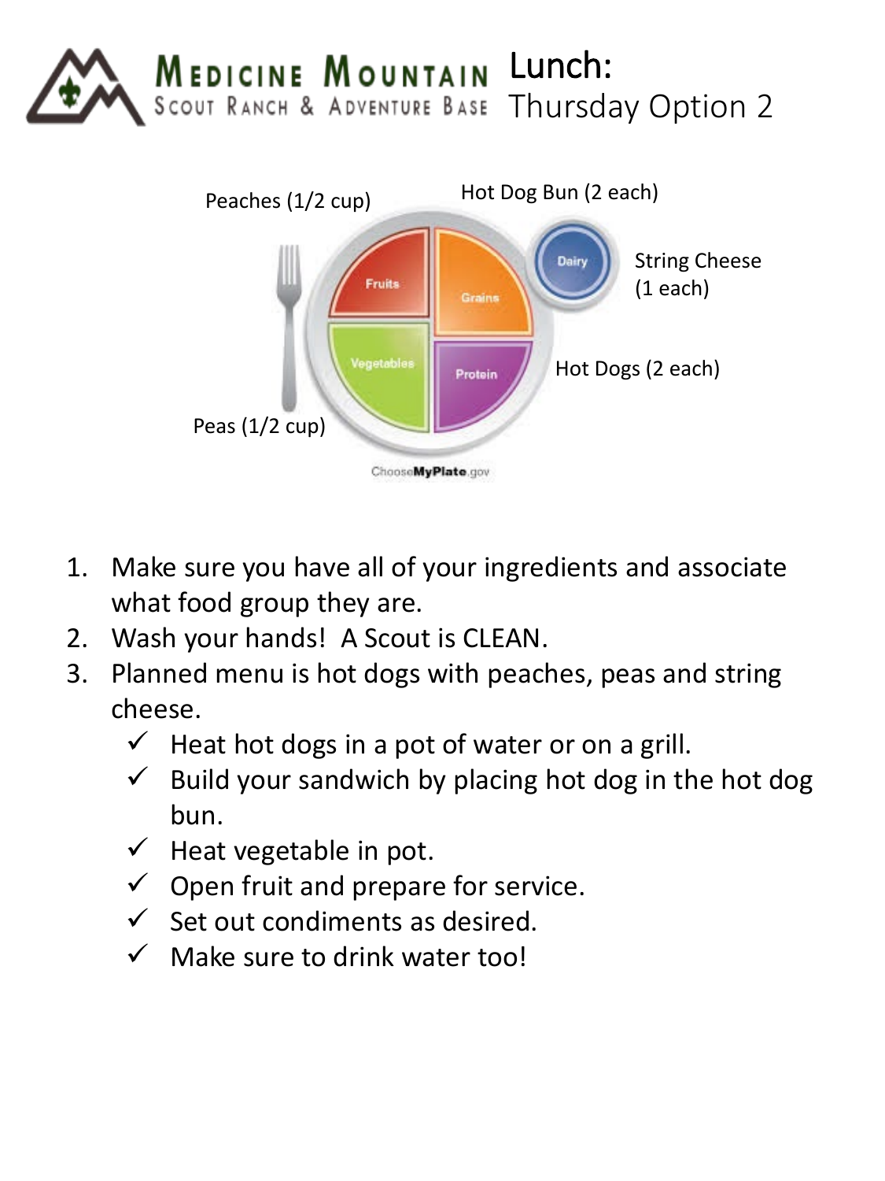# Lunch: Thursday Option 2

Peaches (1/2 cup)

Hot Dog Bun (2 each)

String Cheese (1 each)

Hot Dogs (2 each)

Peas (1/2 cup)

Fruits | Grains | Vegetables | Protein | Dairy

ChooseMyPlate.gov

1. Make sure you have all of your ingredients and associate what food group they are.
2. Wash your hands! A Scout is CLEAN.
3. Planned menu is hot dogs with peaches, peas and string cheese.
   - ✓ Heat hot dogs in a pot of water or on a grill.
   - ✓ Build your sandwich by placing hot dog in the hot dog bun.
   - ✓ Heat vegetable in pot.
   - ✓ Open fruit and prepare for service.
   - ✓ Set out condiments as desired.
   - ✓ Make sure to drink water too!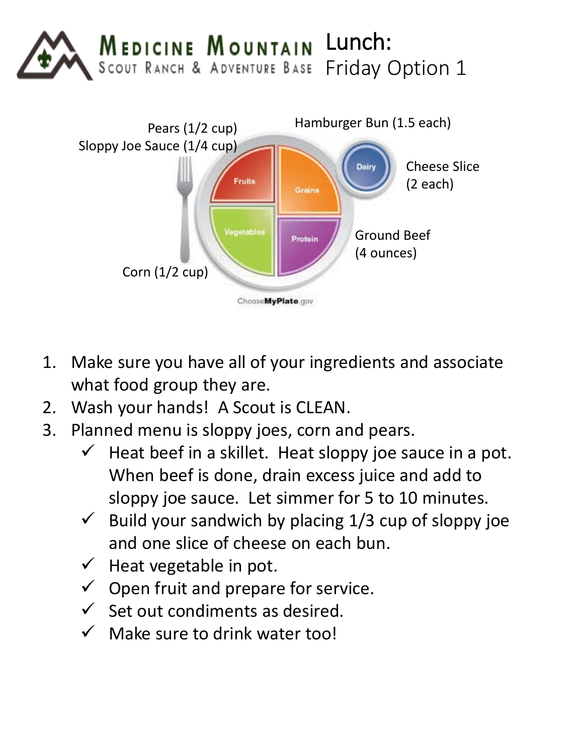MEDICINE MOUNTAIN SCOUT RANCH & ADVENTURE BASE

# Lunch: Friday Option 1

Pears (1/2 cup)
Sloppy Joe Sauce (1/4 cup)
Hamburger Bun (1.5 each)
Cheese Slice (2 each)
Ground Beef (4 ounces)
Corn (1/2 cup)

Fruits | Grains | Vegetables | Protein | Dairy

ChooseMyPlate.gov

1. Make sure you have all of your ingredients and associate what food group they are.
2. Wash your hands! A Scout is CLEAN.
3. Planned menu is sloppy joes, corn and pears.
   - ✓ Heat beef in a skillet. Heat sloppy joe sauce in a pot. When beef is done, drain excess juice and add to sloppy joe sauce. Let simmer for 5 to 10 minutes.
   - ✓ Build your sandwich by placing 1/3 cup of sloppy joe and one slice of cheese on each bun.
   - ✓ Heat vegetable in pot.
   - ✓ Open fruit and prepare for service.
   - ✓ Set out condiments as desired.
   - ✓ Make sure to drink water too!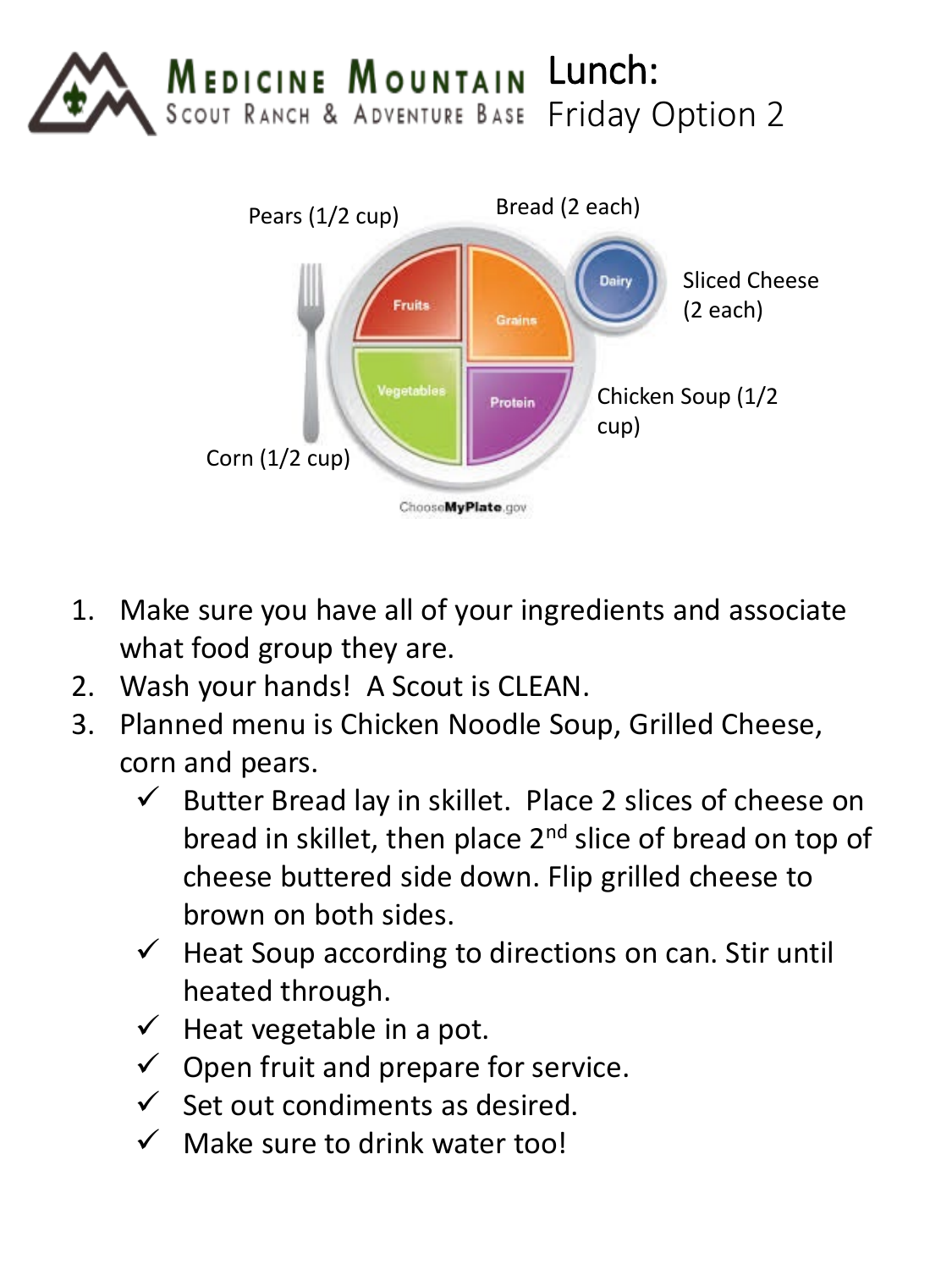# Medicine Mountain Scout Ranch & Adventure Base

## Lunch: Friday Option 2

Pears (1/2 cup)

Bread (2 each)

Sliced Cheese (2 each)

Chicken Soup (1/2 cup)

Corn (1/2 cup)

Fruits · Grains · Dairy · Vegetables · Protein

ChooseMyPlate.gov

1. Make sure you have all of your ingredients and associate what food group they are.
2. Wash your hands! A Scout is CLEAN.
3. Planned menu is Chicken Noodle Soup, Grilled Cheese, corn and pears.
   - ✓ Butter Bread lay in skillet. Place 2 slices of cheese on bread in skillet, then place 2nd slice of bread on top of cheese buttered side down. Flip grilled cheese to brown on both sides.
   - ✓ Heat Soup according to directions on can. Stir until heated through.
   - ✓ Heat vegetable in a pot.
   - ✓ Open fruit and prepare for service.
   - ✓ Set out condiments as desired.
   - ✓ Make sure to drink water too!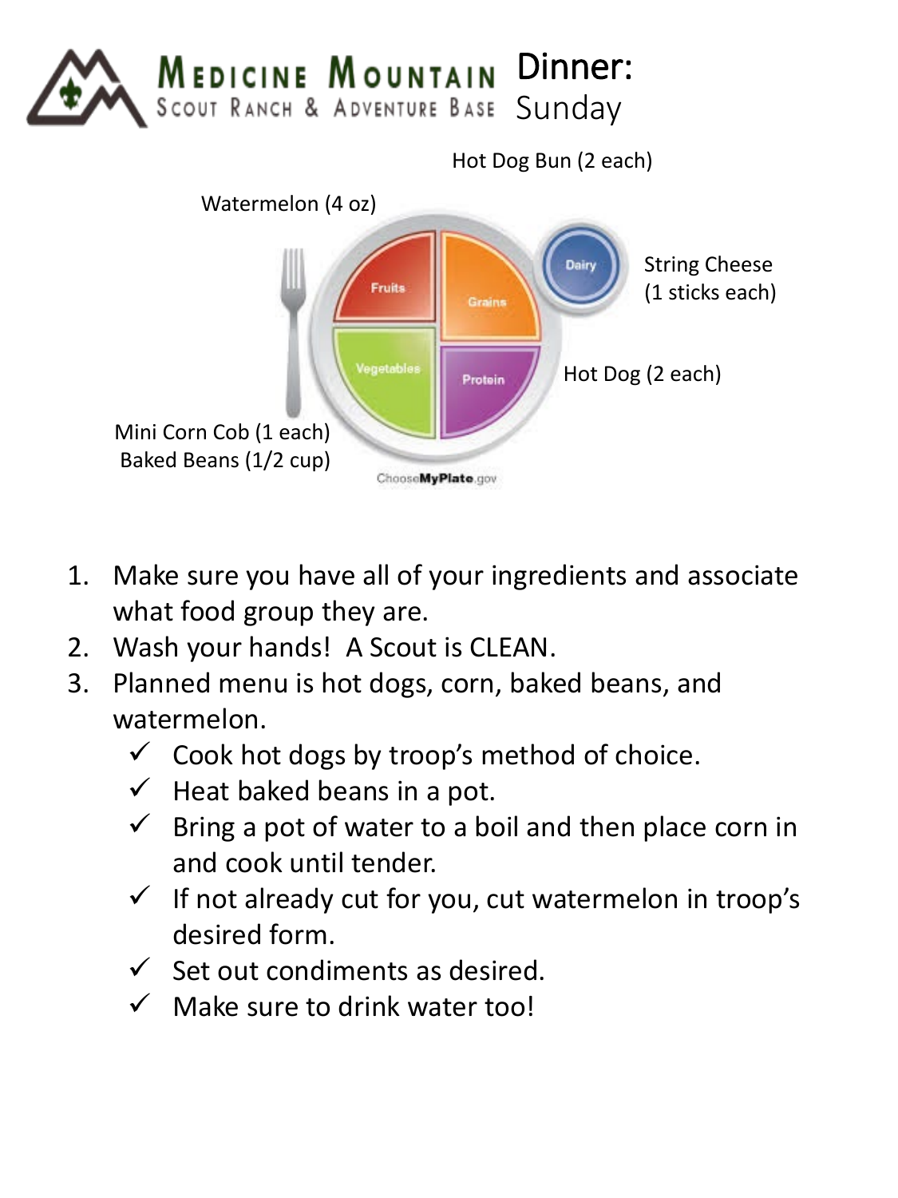# Medicine Mountain Scout Ranch & Adventure Base

## Dinner: Sunday

Hot Dog Bun (2 each)

Watermelon (4 oz)

String Cheese (1 sticks each)

Hot Dog (2 each)

Mini Corn Cob (1 each)
Baked Beans (1/2 cup)

Fruits | Grains | Vegetables | Protein | Dairy

ChooseMyPlate.gov

1. Make sure you have all of your ingredients and associate what food group they are.
2. Wash your hands! A Scout is CLEAN.
3. Planned menu is hot dogs, corn, baked beans, and watermelon.
   - ✓ Cook hot dogs by troop's method of choice.
   - ✓ Heat baked beans in a pot.
   - ✓ Bring a pot of water to a boil and then place corn in and cook until tender.
   - ✓ If not already cut for you, cut watermelon in troop's desired form.
   - ✓ Set out condiments as desired.
   - ✓ Make sure to drink water too!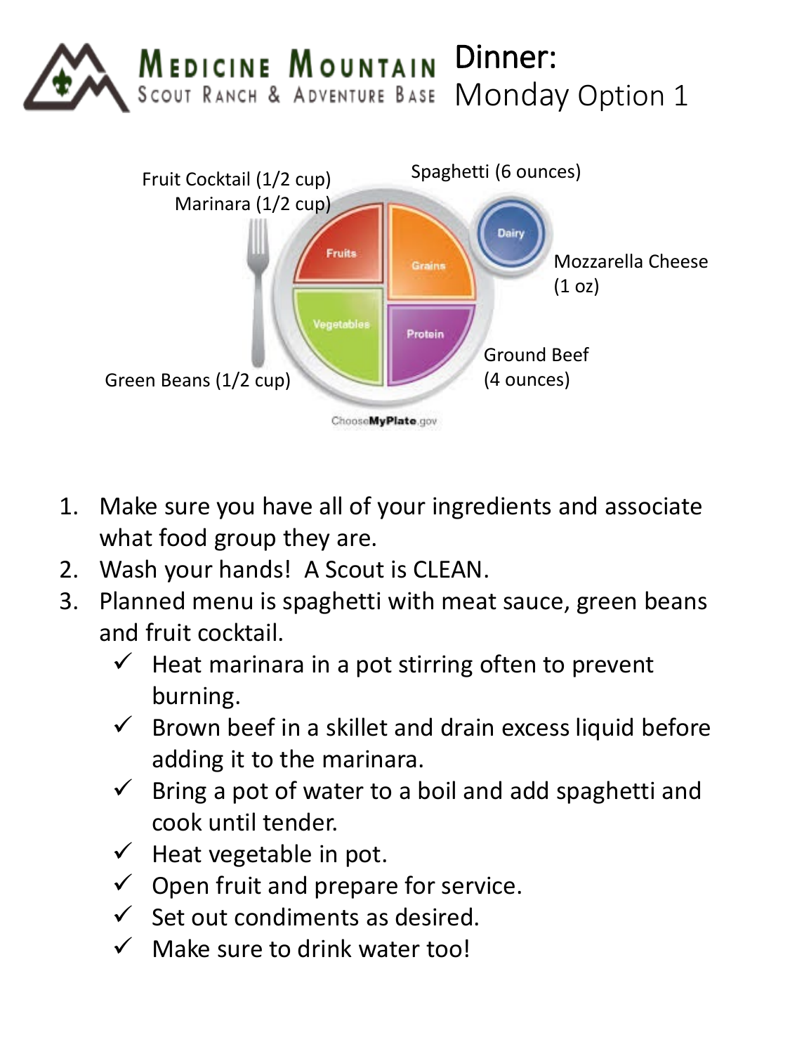# Dinner: Monday Option 1

Medicine Mountain Scout Ranch & Adventure Base

Fruit Cocktail (1/2 cup)
Marinara (1/2 cup)

Spaghetti (6 ounces)

Mozzarella Cheese (1 oz)

Ground Beef (4 ounces)

Green Beans (1/2 cup)

1. Make sure you have all of your ingredients and associate what food group they are.
2. Wash your hands! A Scout is CLEAN.
3. Planned menu is spaghetti with meat sauce, green beans and fruit cocktail.
   - ✓ Heat marinara in a pot stirring often to prevent burning.
   - ✓ Brown beef in a skillet and drain excess liquid before adding it to the marinara.
   - ✓ Bring a pot of water to a boil and add spaghetti and cook until tender.
   - ✓ Heat vegetable in pot.
   - ✓ Open fruit and prepare for service.
   - ✓ Set out condiments as desired.
   - ✓ Make sure to drink water too!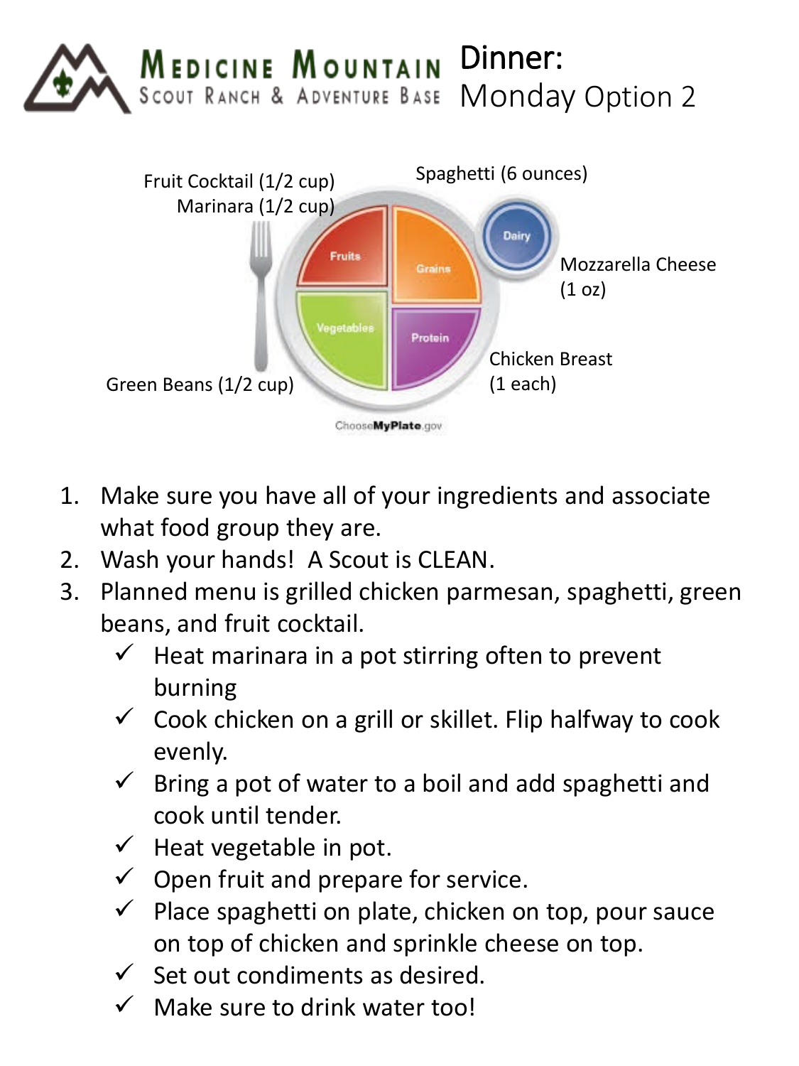# Medicine Mountain Scout Ranch & Adventure Base

## Dinner: Monday Option 2

Fruit Cocktail (1/2 cup)
Marinara (1/2 cup)

Spaghetti (6 ounces)

Mozzarella Cheese (1 oz)

Chicken Breast (1 each)

Green Beans (1/2 cup)

1. Make sure you have all of your ingredients and associate what food group they are.
2. Wash your hands! A Scout is CLEAN.
3. Planned menu is grilled chicken parmesan, spaghetti, green beans, and fruit cocktail.
   - ✓ Heat marinara in a pot stirring often to prevent burning
   - ✓ Cook chicken on a grill or skillet. Flip halfway to cook evenly.
   - ✓ Bring a pot of water to a boil and add spaghetti and cook until tender.
   - ✓ Heat vegetable in pot.
   - ✓ Open fruit and prepare for service.
   - ✓ Place spaghetti on plate, chicken on top, pour sauce on top of chicken and sprinkle cheese on top.
   - ✓ Set out condiments as desired.
   - ✓ Make sure to drink water too!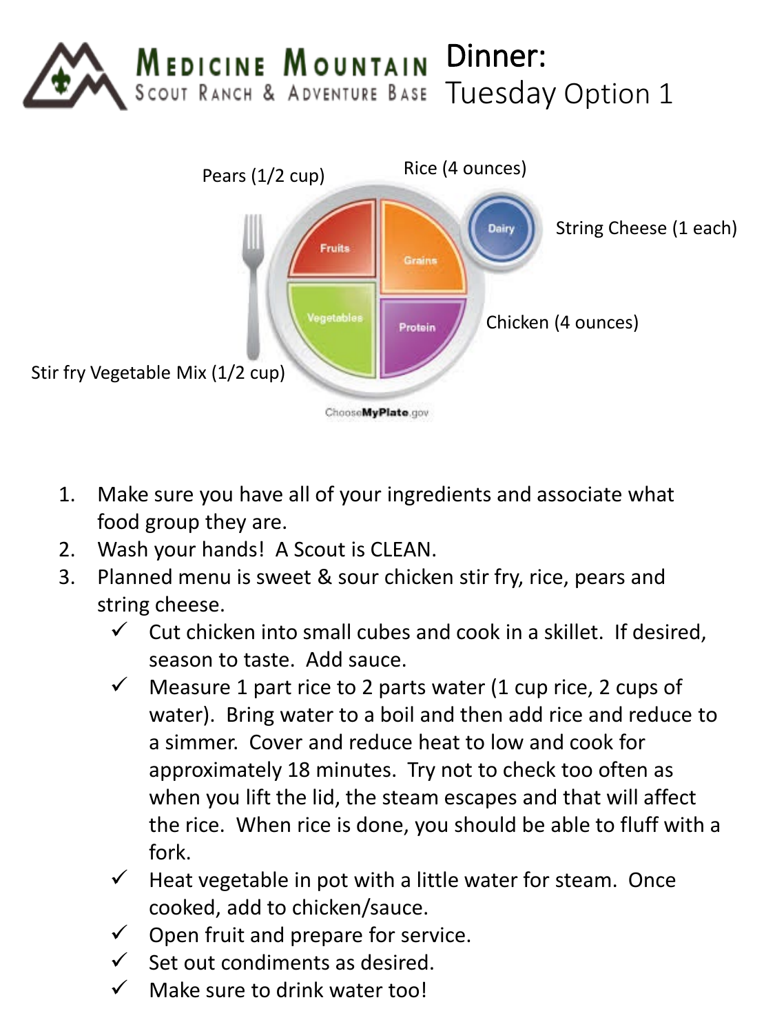MEDICINE MOUNTAIN SCOUT RANCH & ADVENTURE BASE

# Dinner: Tuesday Option 1

Pears (1/2 cup)

Rice (4 ounces)

String Cheese (1 each)

Chicken (4 ounces)

Stir fry Vegetable Mix (1/2 cup)

Fruits | Grains | Dairy | Vegetables | Protein

ChooseMyPlate.gov

1. Make sure you have all of your ingredients and associate what food group they are.
2. Wash your hands! A Scout is CLEAN.
3. Planned menu is sweet & sour chicken stir fry, rice, pears and string cheese.
   - ✓ Cut chicken into small cubes and cook in a skillet. If desired, season to taste. Add sauce.
   - ✓ Measure 1 part rice to 2 parts water (1 cup rice, 2 cups of water). Bring water to a boil and then add rice and reduce to a simmer. Cover and reduce heat to low and cook for approximately 18 minutes. Try not to check too often as when you lift the lid, the steam escapes and that will affect the rice. When rice is done, you should be able to fluff with a fork.
   - ✓ Heat vegetable in pot with a little water for steam. Once cooked, add to chicken/sauce.
   - ✓ Open fruit and prepare for service.
   - ✓ Set out condiments as desired.
   - ✓ Make sure to drink water too!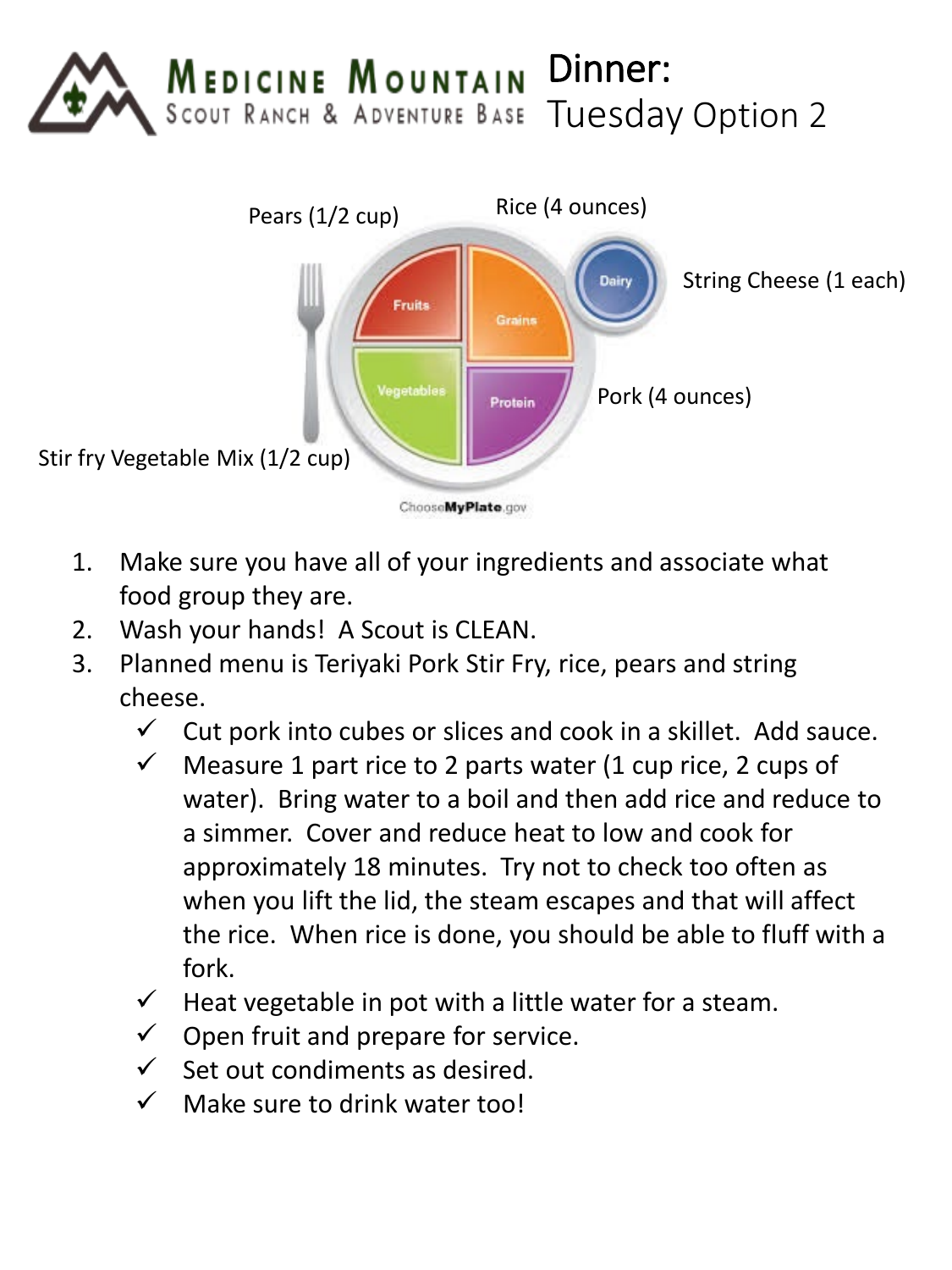# Medicine Mountain Scout Ranch & Adventure Base

## Dinner: Tuesday Option 2

Pears (1/2 cup)

Rice (4 ounces)

String Cheese (1 each)

Pork (4 ounces)

Stir fry Vegetable Mix (1/2 cup)

Fruits

Grains

Dairy

Vegetables

Protein

ChooseMyPlate.gov

1. Make sure you have all of your ingredients and associate what food group they are.
2. Wash your hands! A Scout is CLEAN.
3. Planned menu is Teriyaki Pork Stir Fry, rice, pears and string cheese.
   - ✓ Cut pork into cubes or slices and cook in a skillet. Add sauce.
   - ✓ Measure 1 part rice to 2 parts water (1 cup rice, 2 cups of water). Bring water to a boil and then add rice and reduce to a simmer. Cover and reduce heat to low and cook for approximately 18 minutes. Try not to check too often as when you lift the lid, the steam escapes and that will affect the rice. When rice is done, you should be able to fluff with a fork.
   - ✓ Heat vegetable in pot with a little water for a steam.
   - ✓ Open fruit and prepare for service.
   - ✓ Set out condiments as desired.
   - ✓ Make sure to drink water too!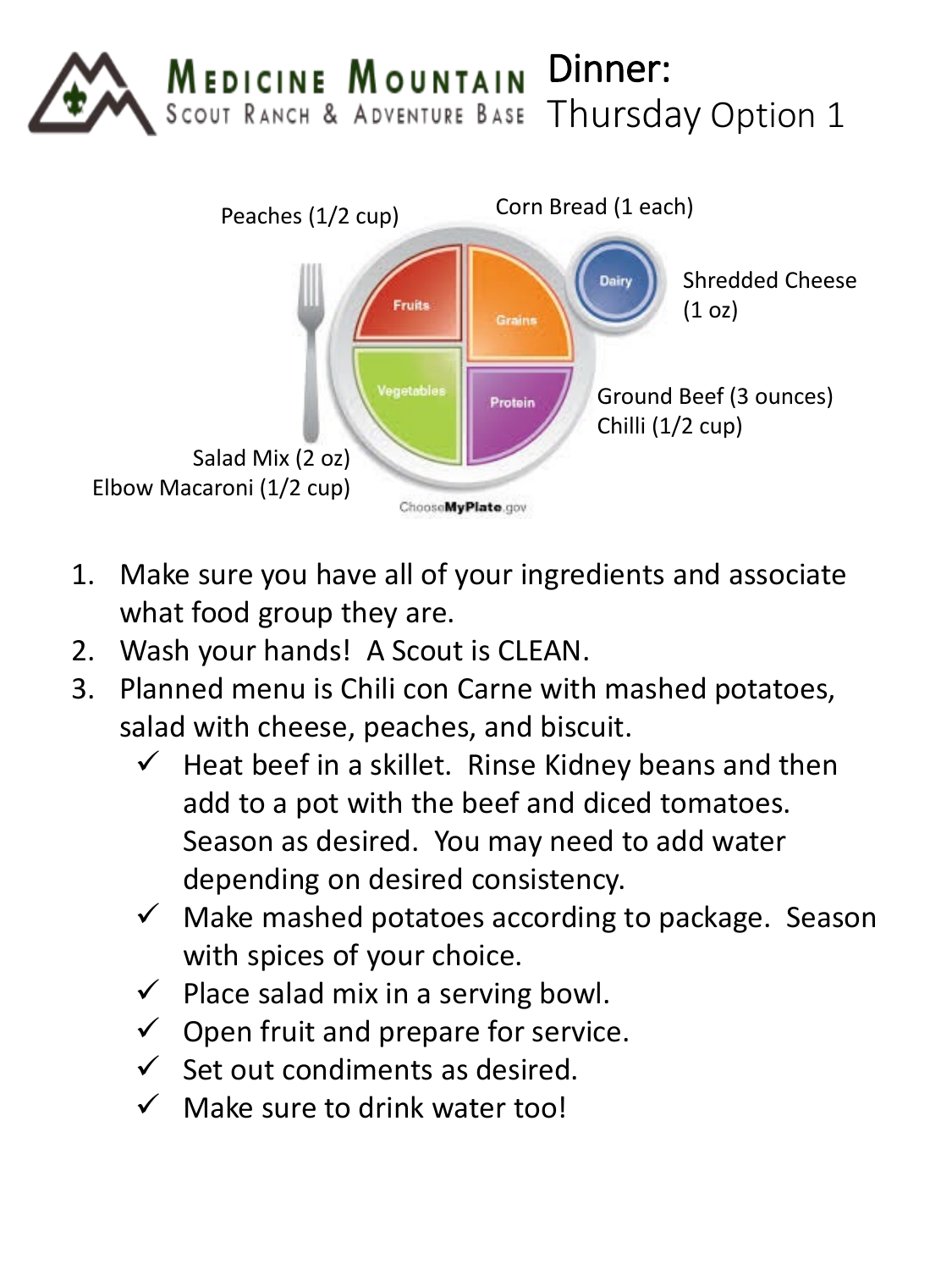**MEDICINE MOUNTAIN** SCOUT RANCH & ADVENTURE BASE

# Dinner: Thursday Option 1

Peaches (1/2 cup)

Corn Bread (1 each)

Shredded Cheese (1 oz)

Ground Beef (3 ounces)
Chilli (1/2 cup)

Salad Mix (2 oz)
Elbow Macaroni (1/2 cup)

Fruits | Grains | Vegetables | Protein | Dairy

ChooseMyPlate.gov

1. Make sure you have all of your ingredients and associate what food group they are.
2. Wash your hands! A Scout is CLEAN.
3. Planned menu is Chili con Carne with mashed potatoes, salad with cheese, peaches, and biscuit.
   - ✓ Heat beef in a skillet. Rinse Kidney beans and then add to a pot with the beef and diced tomatoes. Season as desired. You may need to add water depending on desired consistency.
   - ✓ Make mashed potatoes according to package. Season with spices of your choice.
   - ✓ Place salad mix in a serving bowl.
   - ✓ Open fruit and prepare for service.
   - ✓ Set out condiments as desired.
   - ✓ Make sure to drink water too!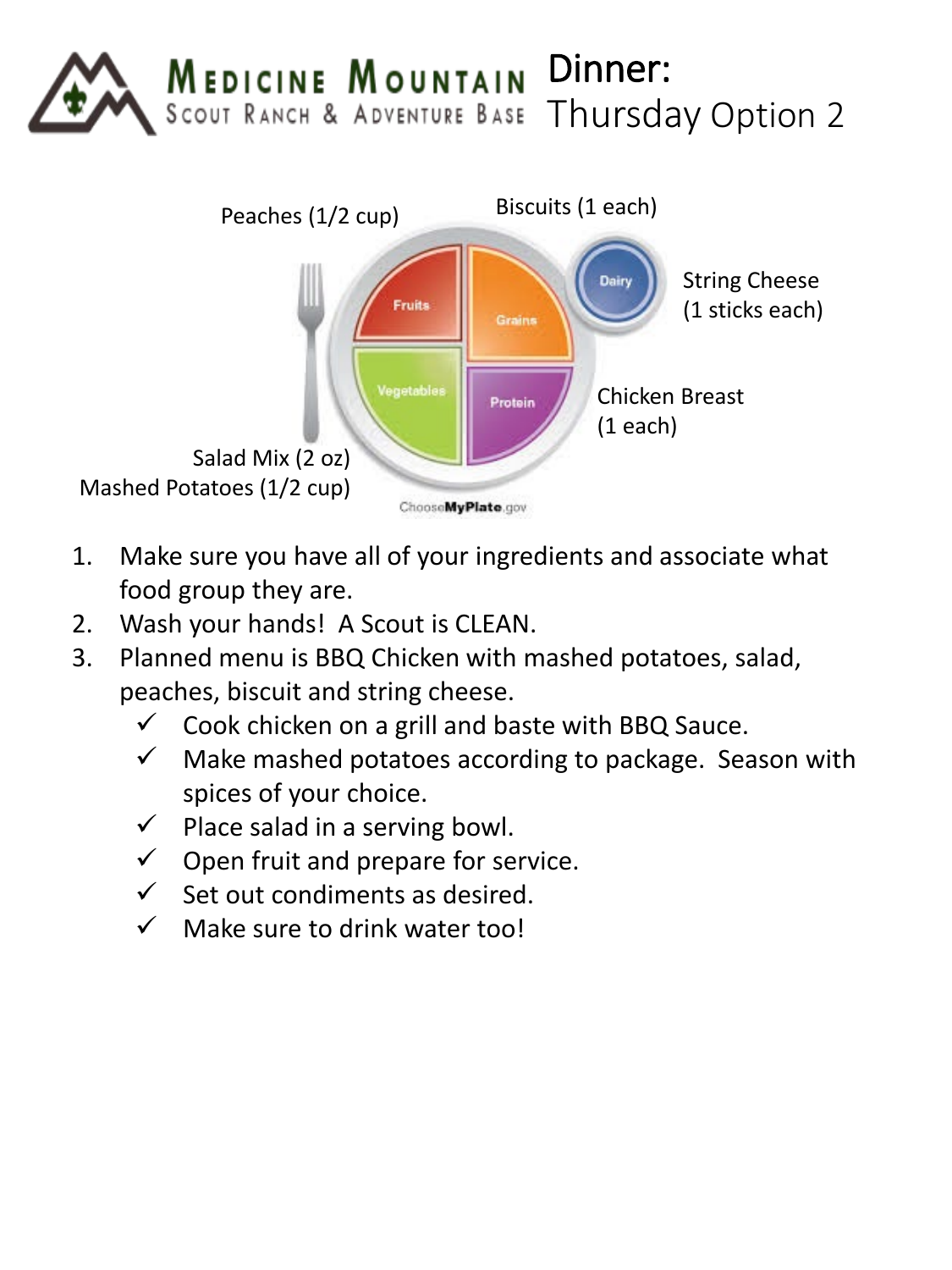# Dinner: Thursday Option 2

Medicine Mountain Scout Ranch & Adventure Base

Peaches (1/2 cup)

Biscuits (1 each)

String Cheese (1 sticks each)

Chicken Breast (1 each)

Salad Mix (2 oz)
Mashed Potatoes (1/2 cup)

1. Make sure you have all of your ingredients and associate what food group they are.
2. Wash your hands! A Scout is CLEAN.
3. Planned menu is BBQ Chicken with mashed potatoes, salad, peaches, biscuit and string cheese.
   - ✓ Cook chicken on a grill and baste with BBQ Sauce.
   - ✓ Make mashed potatoes according to package. Season with spices of your choice.
   - ✓ Place salad in a serving bowl.
   - ✓ Open fruit and prepare for service.
   - ✓ Set out condiments as desired.
   - ✓ Make sure to drink water too!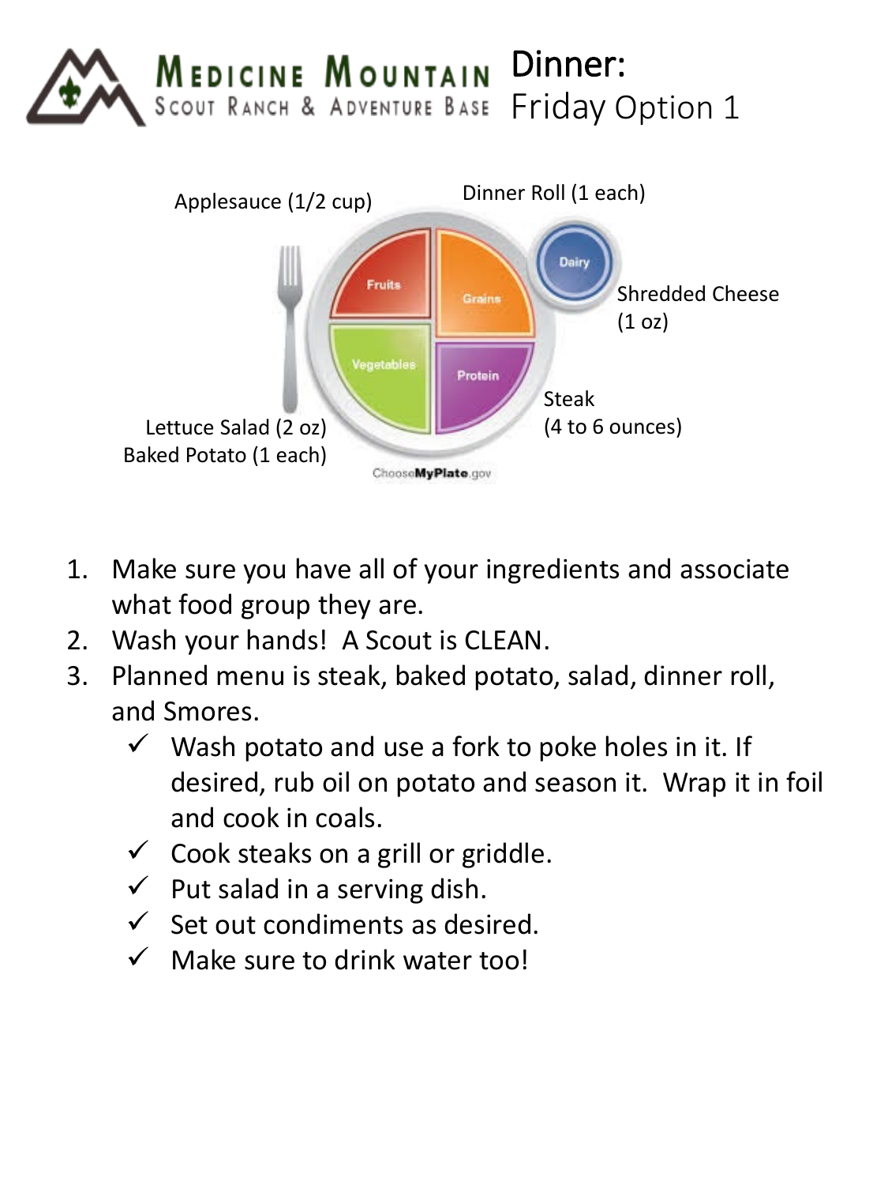MEDICINE MOUNTAIN SCOUT RANCH & ADVENTURE BASE

# Dinner: Friday Option 1

Applesauce (1/2 cup)

Dinner Roll (1 each)

Shredded Cheese (1 oz)

Steak (4 to 6 ounces)

Lettuce Salad (2 oz)
Baked Potato (1 each)

1. Make sure you have all of your ingredients and associate what food group they are.
2. Wash your hands! A Scout is CLEAN.
3. Planned menu is steak, baked potato, salad, dinner roll, and Smores.
   - ✓ Wash potato and use a fork to poke holes in it. If desired, rub oil on potato and season it. Wrap it in foil and cook in coals.
   - ✓ Cook steaks on a grill or griddle.
   - ✓ Put salad in a serving dish.
   - ✓ Set out condiments as desired.
   - ✓ Make sure to drink water too!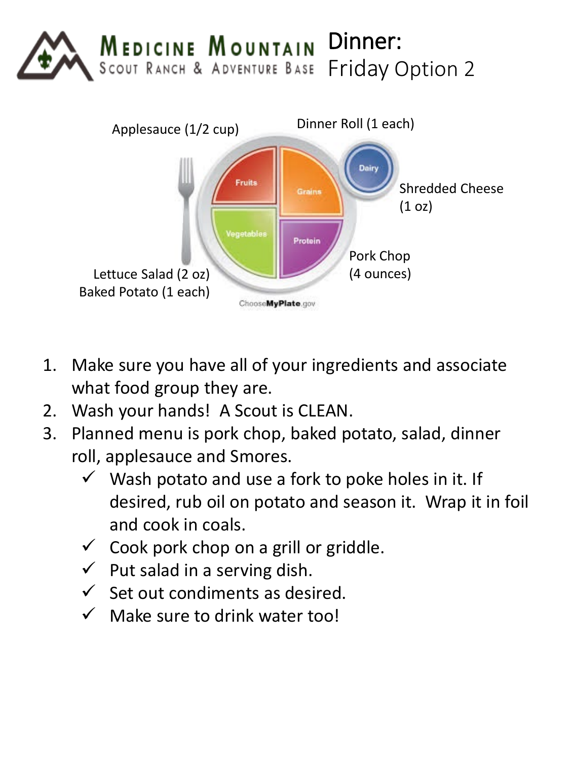MEDICINE MOUNTAIN
SCOUT RANCH & ADVENTURE BASE

# Dinner: Friday Option 2

Applesauce (1/2 cup)

Dinner Roll (1 each)

Fruits

Grains

Dairy

Shredded Cheese (1 oz)

Vegetables

Protein

Pork Chop (4 ounces)

Lettuce Salad (2 oz)
Baked Potato (1 each)

ChooseMyPlate.gov

1. Make sure you have all of your ingredients and associate what food group they are.
2. Wash your hands! A Scout is CLEAN.
3. Planned menu is pork chop, baked potato, salad, dinner roll, applesauce and Smores.
   - ✓ Wash potato and use a fork to poke holes in it. If desired, rub oil on potato and season it. Wrap it in foil and cook in coals.
   - ✓ Cook pork chop on a grill or griddle.
   - ✓ Put salad in a serving dish.
   - ✓ Set out condiments as desired.
   - ✓ Make sure to drink water too!